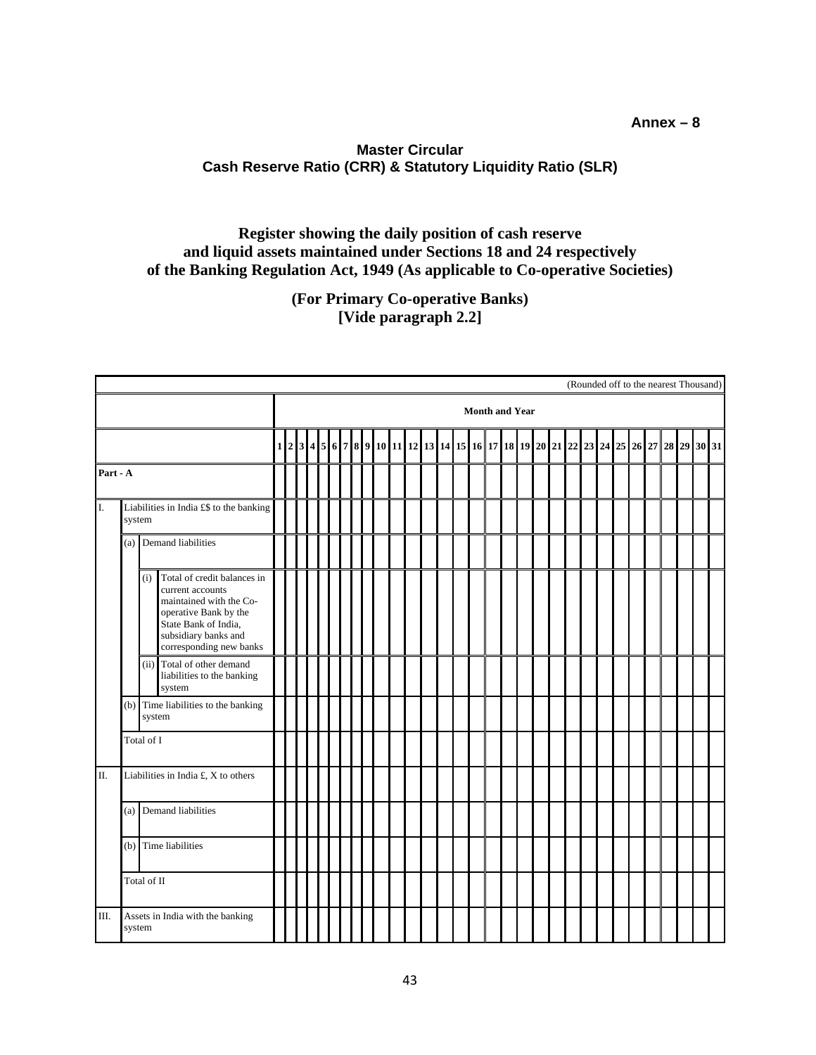**Annex – 8**

**Master Circular**
**Cash Reserve Ratio (CRR) & Statutory Liquidity Ratio (SLR)**

## Register showing the daily position of cash reserve and liquid assets maintained under Sections 18 and 24 respectively of the Banking Regulation Act, 1949 (As applicable to Co-operative Societies)

## (For Primary Co-operative Banks) [Vide paragraph 2.2]

(Rounded off to the nearest Thousand)

| | | | | Month and Year | | | | | | | | | | | | | | | | | | | | | | | | | | | | | | |
|---|---|---|---|---|---|---|---|---|---|---|---|---|---|---|---|---|---|---|---|---|---|---|---|---|---|---|---|---|---|---|---|---|---|---|
| | | | | 1 | 2 | 3 | 4 | 5 | 6 | 7 | 8 | 9 | 10 | 11 | 12 | 13 | 14 | 15 | 16 | 17 | 18 | 19 | 20 | 21 | 22 | 23 | 24 | 25 | 26 | 27 | 28 | 29 | 30 | 31 |
| **Part - A** | | | | | | | | | | | | | | | | | | | | | | | | | | | | | | | | | | |
| I. | Liabilities in India £$ to the banking system | | | | | | | | | | | | | | | | | | | | | | | | | | | | | | | | | |
| | (a) | Demand liabilities | | | | | | | | | | | | | | | | | | | | | | | | | | | | | | | | |
| | | (i) | Total of credit balances in current accounts maintained with the Co-operative Bank by the State Bank of India, subsidiary banks and corresponding new banks | | | | | | | | | | | | | | | | | | | | | | | | | | | | | | | |
| | | (ii) | Total of other demand liabilities to the banking system | | | | | | | | | | | | | | | | | | | | | | | | | | | | | | | |
| | (b) | Time liabilities to the banking system | | | | | | | | | | | | | | | | | | | | | | | | | | | | | | | | |
| | Total of I | | | | | | | | | | | | | | | | | | | | | | | | | | | | | | | | | |
| II. | Liabilities in India £, X to others | | | | | | | | | | | | | | | | | | | | | | | | | | | | | | | | | |
| | (a) | Demand liabilities | | | | | | | | | | | | | | | | | | | | | | | | | | | | | | | | |
| | (b) | Time liabilities | | | | | | | | | | | | | | | | | | | | | | | | | | | | | | | | |
| | Total of II | | | | | | | | | | | | | | | | | | | | | | | | | | | | | | | | | |
| III. | Assets in India with the banking system | | | | | | | | | | | | | | | | | | | | | | | | | | | | | | | | | |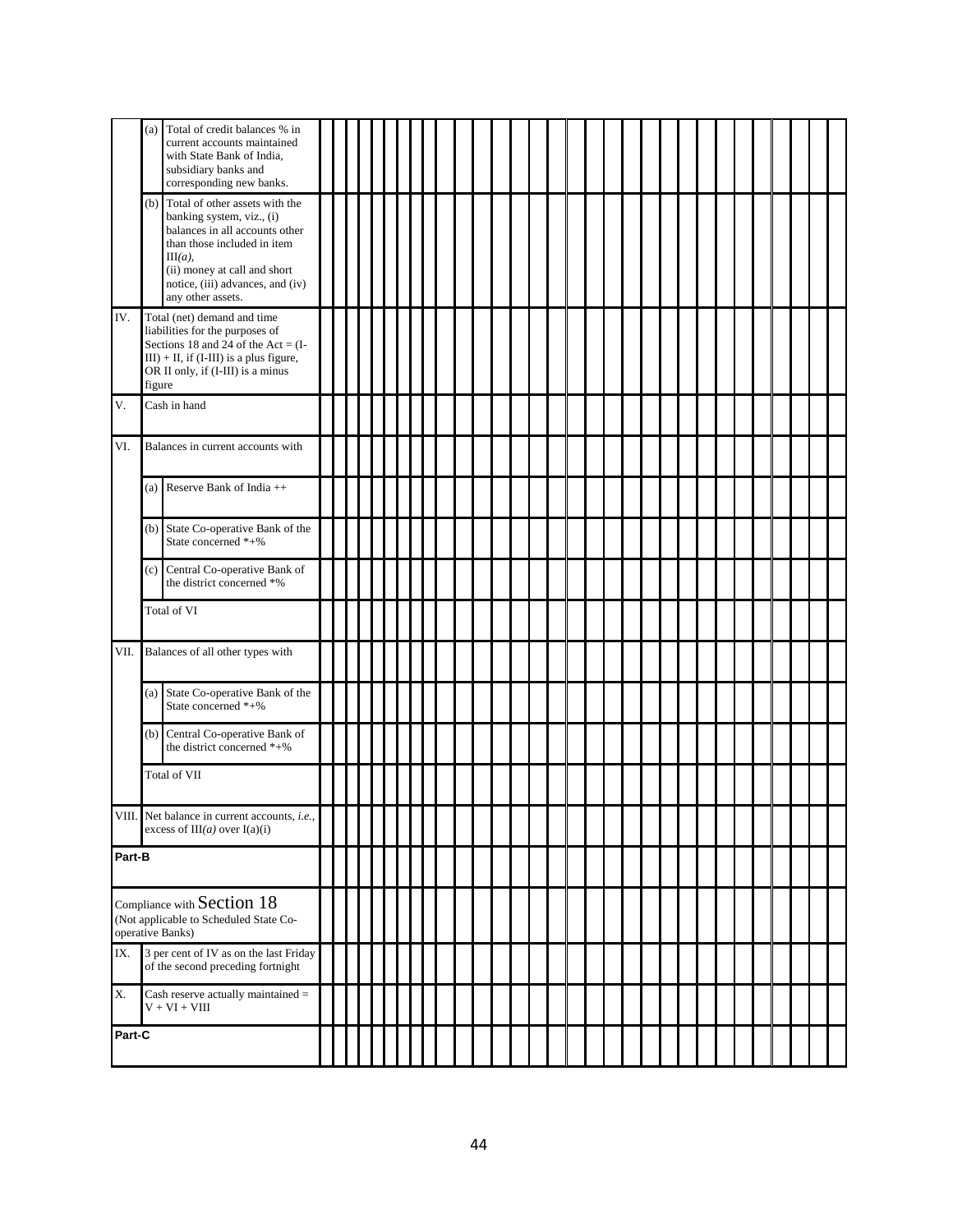| | | | | | | | | | | | | | | | | | | | | | | | | | | | | | | | | | |
|---|---|---|---|---|---|---|---|---|---|---|---|---|---|---|---|---|---|---|---|---|---|---|---|---|---|---|---|---|---|---|---|---|---|
| | (a) | Total of credit balances % in current accounts maintained with State Bank of India, subsidiary banks and corresponding new banks. | | | | | | | | | | | | | | | | | | | | | | | | | | | | | | | |
| | (b) | Total of other assets with the banking system, viz., (i) balances in all accounts other than those included in item III*(a)*, (ii) money at call and short notice, (iii) advances, and (iv) any other assets. | | | | | | | | | | | | | | | | | | | | | | | | | | | | | | | |
| IV. | Total (net) demand and time liabilities for the purposes of Sections 18 and 24 of the Act = (I-III) + II, if (I-III) is a plus figure, OR II only, if (I-III) is a minus figure | | | | | | | | | | | | | | | | | | | | | | | | | | | | | | | | |
| V. | Cash in hand | | | | | | | | | | | | | | | | | | | | | | | | | | | | | | | | |
| VI. | Balances in current accounts with | | | | | | | | | | | | | | | | | | | | | | | | | | | | | | | | |
| | (a) | Reserve Bank of India ++ | | | | | | | | | | | | | | | | | | | | | | | | | | | | | | | |
| | (b) | State Co-operative Bank of the State concerned *+% | | | | | | | | | | | | | | | | | | | | | | | | | | | | | | | |
| | (c) | Central Co-operative Bank of the district concerned *% | | | | | | | | | | | | | | | | | | | | | | | | | | | | | | | |
| | Total of VI | | | | | | | | | | | | | | | | | | | | | | | | | | | | | | | | |
| VII. | Balances of all other types with | | | | | | | | | | | | | | | | | | | | | | | | | | | | | | | | |
| | (a) | State Co-operative Bank of the State concerned *+% | | | | | | | | | | | | | | | | | | | | | | | | | | | | | | | |
| | (b) | Central Co-operative Bank of the district concerned *+% | | | | | | | | | | | | | | | | | | | | | | | | | | | | | | | |
| | Total of VII | | | | | | | | | | | | | | | | | | | | | | | | | | | | | | | | |
| VIII. | Net balance in current accounts, *i.e.*, excess of III*(a)* over I(a)(i) | | | | | | | | | | | | | | | | | | | | | | | | | | | | | | | | |
| **Part-B** | | | | | | | | | | | | | | | | | | | | | | | | | | | | | | | | | |
| Compliance with Section 18 (Not applicable to Scheduled State Co-operative Banks) | | | | | | | | | | | | | | | | | | | | | | | | | | | | | | | | | |
| IX. | 3 per cent of IV as on the last Friday of the second preceding fortnight | | | | | | | | | | | | | | | | | | | | | | | | | | | | | | | | |
| X. | Cash reserve actually maintained = V + VI + VIII | | | | | | | | | | | | | | | | | | | | | | | | | | | | | | | | |
| **Part-C** | | | | | | | | | | | | | | | | | | | | | | | | | | | | | | | | | |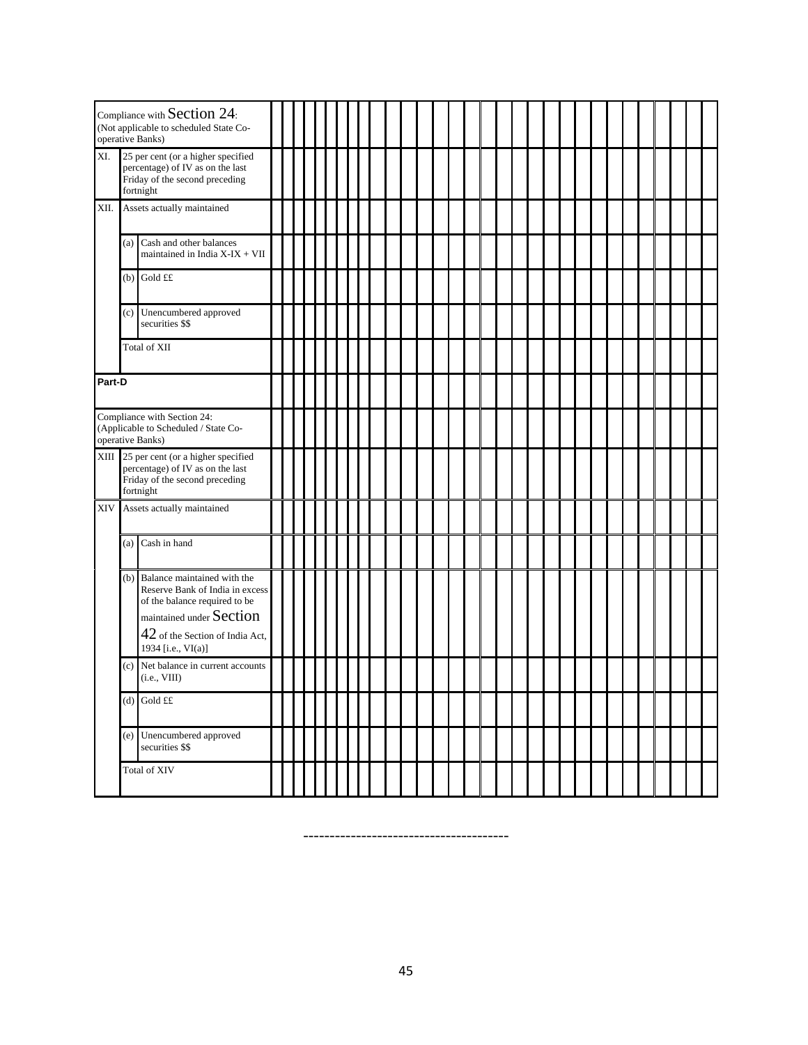| | | | | | | | | | | | | | | | | | | | | | | | | | | | | | | | | | |
|---|---|---|---|---|---|---|---|---|---|---|---|---|---|---|---|---|---|---|---|---|---|---|---|---|---|---|---|---|---|---|---|---|---|
| Compliance with Section 24: (Not applicable to scheduled State Co-operative Banks) | | | | | | | | | | | | | | | | | | | | | | | | | | | | | | | | | |
| XI. | | 25 per cent (or a higher specified percentage) of IV as on the last Friday of the second preceding fortnight | | | | | | | | | | | | | | | | | | | | | | | | | | | | | | | |
| XII. | | Assets actually maintained | | | | | | | | | | | | | | | | | | | | | | | | | | | | | | | |
| | (a) | Cash and other balances maintained in India X-IX + VII | | | | | | | | | | | | | | | | | | | | | | | | | | | | | | | |
| | (b) | Gold ££ | | | | | | | | | | | | | | | | | | | | | | | | | | | | | | | |
| | (c) | Unencumbered approved securities $$ | | | | | | | | | | | | | | | | | | | | | | | | | | | | | | | |
| | | Total of XII | | | | | | | | | | | | | | | | | | | | | | | | | | | | | | | |
| **Part-D** | | | | | | | | | | | | | | | | | | | | | | | | | | | | | | | | | |
| Compliance with Section 24: (Applicable to Scheduled / State Co-operative Banks) | | | | | | | | | | | | | | | | | | | | | | | | | | | | | | | | | |
| XIII | | 25 per cent (or a higher specified percentage) of IV as on the last Friday of the second preceding fortnight | | | | | | | | | | | | | | | | | | | | | | | | | | | | | | | |
| XIV | | Assets actually maintained | | | | | | | | | | | | | | | | | | | | | | | | | | | | | | | |
| | (a) | Cash in hand | | | | | | | | | | | | | | | | | | | | | | | | | | | | | | | |
| | (b) | Balance maintained with the Reserve Bank of India in excess of the balance required to be maintained under Section 42 of the Section of India Act, 1934 [i.e., VI(a)] | | | | | | | | | | | | | | | | | | | | | | | | | | | | | | | |
| | (c) | Net balance in current accounts (i.e., VIII) | | | | | | | | | | | | | | | | | | | | | | | | | | | | | | | |
| | (d) | Gold ££ | | | | | | | | | | | | | | | | | | | | | | | | | | | | | | | |
| | (e) | Unencumbered approved securities $$ | | | | | | | | | | | | | | | | | | | | | | | | | | | | | | | |
| | | Total of XIV | | | | | | | | | | | | | | | | | | | | | | | | | | | | | | | |

--------------------------------------